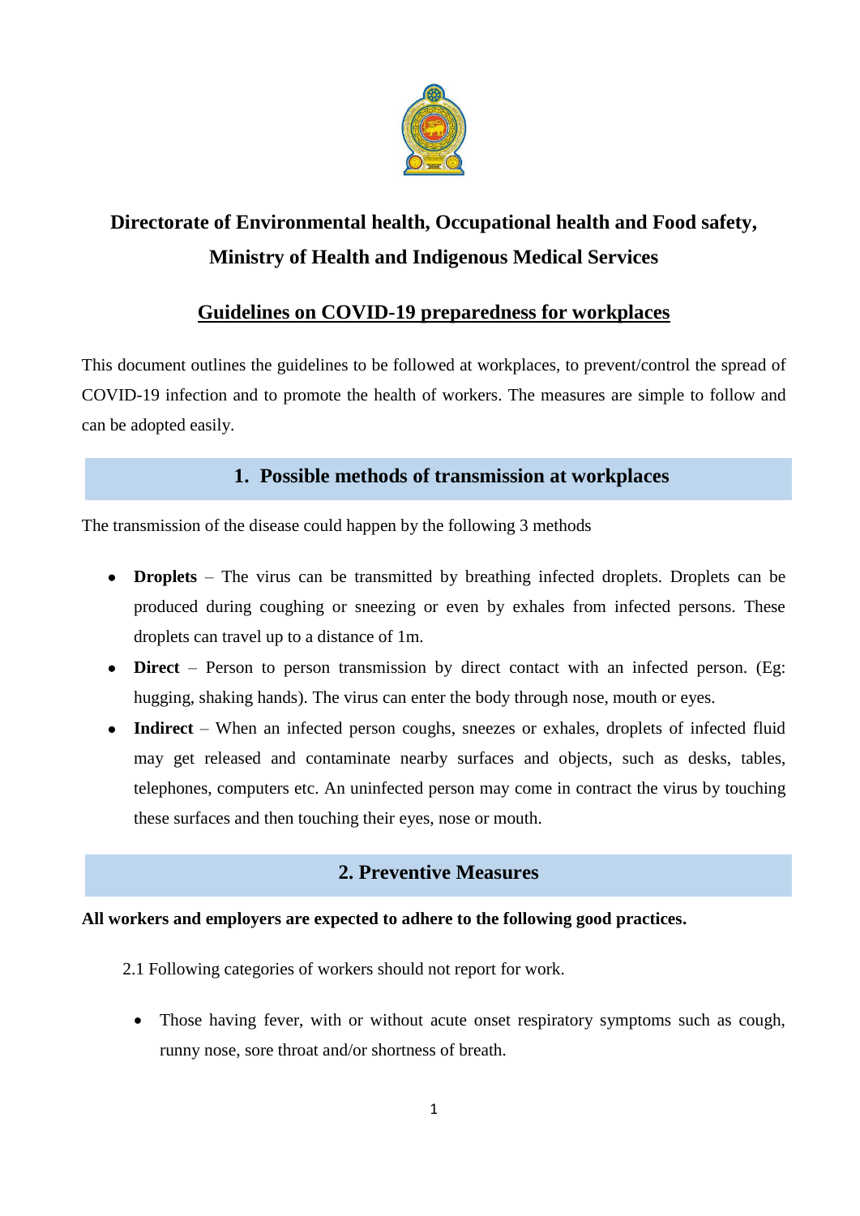# Directorate of Environmental health, Occupational health and Food safety, Ministry of Health and Indigenous Medical Services

## Guidelines on COVID-19 preparedness for workplaces

This document outlines the guidelines to be followed at workplaces, to prevent/control the spread of COVID-19 infection and to promote the health of workers. The measures are simple to follow and can be adopted easily.

## 1. Possible methods of transmission at workplaces

The transmission of the disease could happen by the following 3 methods

- **Droplets** – The virus can be transmitted by breathing infected droplets. Droplets can be produced during coughing or sneezing or even by exhales from infected persons. These droplets can travel up to a distance of 1m.
- **Direct** – Person to person transmission by direct contact with an infected person. (Eg: hugging, shaking hands). The virus can enter the body through nose, mouth or eyes.
- **Indirect** – When an infected person coughs, sneezes or exhales, droplets of infected fluid may get released and contaminate nearby surfaces and objects, such as desks, tables, telephones, computers etc. An uninfected person may come in contract the virus by touching these surfaces and then touching their eyes, nose or mouth.

## 2. Preventive Measures

**All workers and employers are expected to adhere to the following good practices.**

2.1 Following categories of workers should not report for work.

- Those having fever, with or without acute onset respiratory symptoms such as cough, runny nose, sore throat and/or shortness of breath.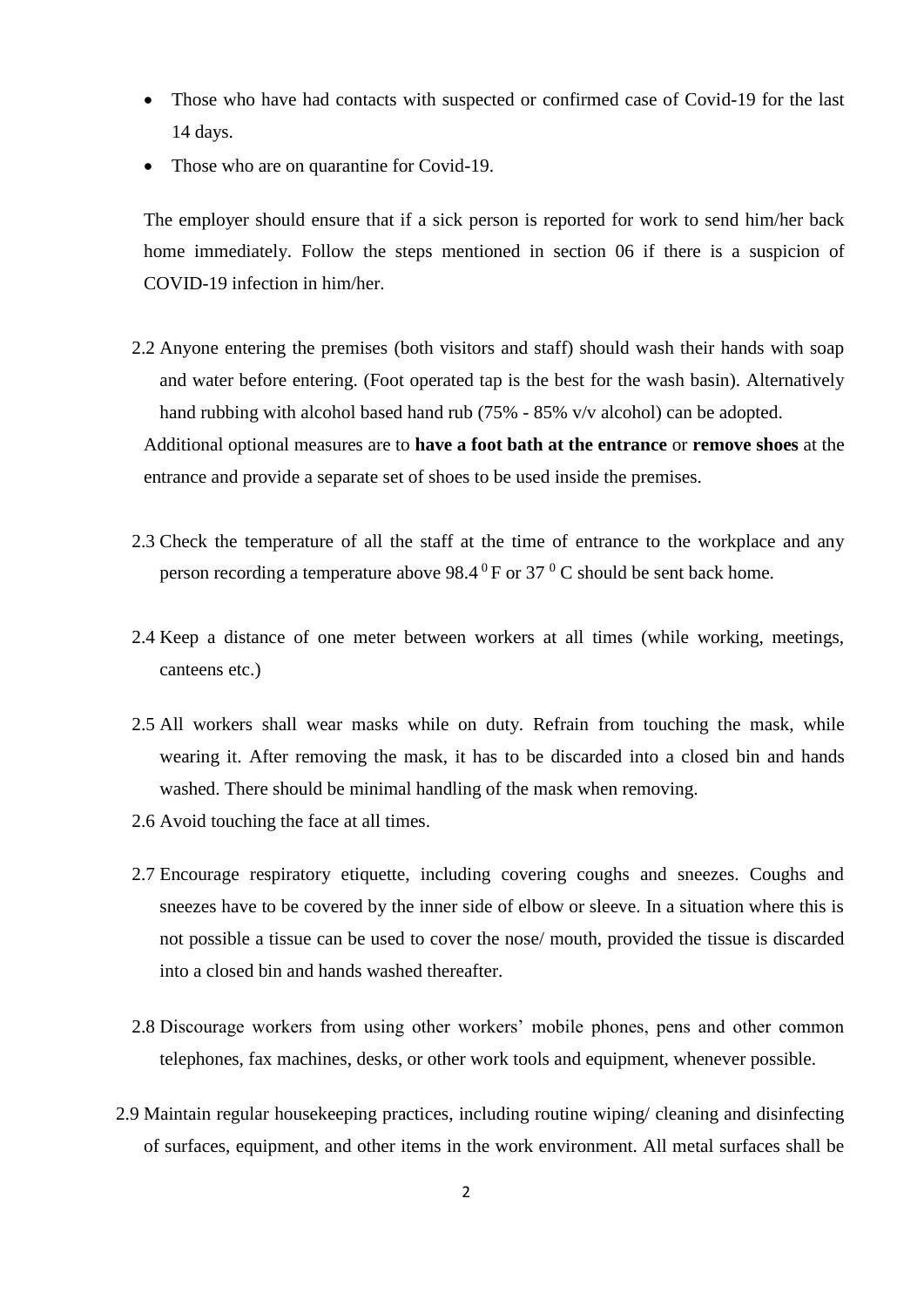- Those who have had contacts with suspected or confirmed case of Covid-19 for the last 14 days.
- Those who are on quarantine for Covid-19.

The employer should ensure that if a sick person is reported for work to send him/her back home immediately. Follow the steps mentioned in section 06 if there is a suspicion of COVID-19 infection in him/her.

2.2 Anyone entering the premises (both visitors and staff) should wash their hands with soap and water before entering. (Foot operated tap is the best for the wash basin). Alternatively hand rubbing with alcohol based hand rub (75% - 85% v/v alcohol) can be adopted.

Additional optional measures are to **have a foot bath at the entrance** or **remove shoes** at the entrance and provide a separate set of shoes to be used inside the premises.

2.3 Check the temperature of all the staff at the time of entrance to the workplace and any person recording a temperature above $98.4\,^{0}$F or $37\,^{0}$C should be sent back home.

2.4 Keep a distance of one meter between workers at all times (while working, meetings, canteens etc.)

2.5 All workers shall wear masks while on duty. Refrain from touching the mask, while wearing it. After removing the mask, it has to be discarded into a closed bin and hands washed. There should be minimal handling of the mask when removing.

2.6 Avoid touching the face at all times.

2.7 Encourage respiratory etiquette, including covering coughs and sneezes. Coughs and sneezes have to be covered by the inner side of elbow or sleeve. In a situation where this is not possible a tissue can be used to cover the nose/ mouth, provided the tissue is discarded into a closed bin and hands washed thereafter.

2.8 Discourage workers from using other workers' mobile phones, pens and other common telephones, fax machines, desks, or other work tools and equipment, whenever possible.

2.9 Maintain regular housekeeping practices, including routine wiping/ cleaning and disinfecting of surfaces, equipment, and other items in the work environment. All metal surfaces shall be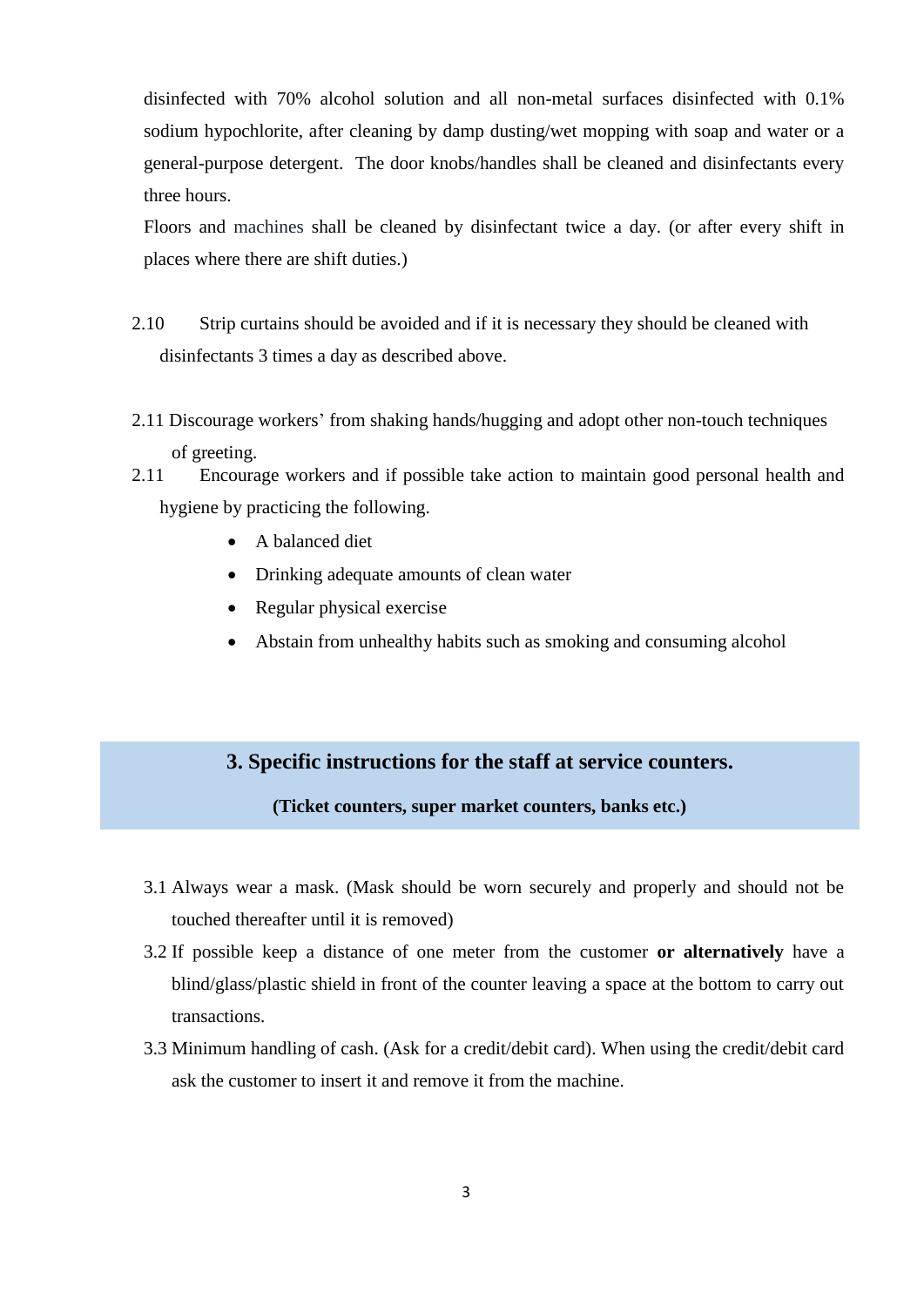disinfected with 70% alcohol solution and all non-metal surfaces disinfected with 0.1% sodium hypochlorite, after cleaning by damp dusting/wet mopping with soap and water or a general-purpose detergent. The door knobs/handles shall be cleaned and disinfectants every three hours.

Floors and machines shall be cleaned by disinfectant twice a day. (or after every shift in places where there are shift duties.)

2.10 Strip curtains should be avoided and if it is necessary they should be cleaned with disinfectants 3 times a day as described above.

2.11 Discourage workers' from shaking hands/hugging and adopt other non-touch techniques of greeting.

2.11 Encourage workers and if possible take action to maintain good personal health and hygiene by practicing the following.

- A balanced diet
- Drinking adequate amounts of clean water
- Regular physical exercise
- Abstain from unhealthy habits such as smoking and consuming alcohol

## 3. Specific instructions for the staff at service counters.

**(Ticket counters, super market counters, banks etc.)**

3.1 Always wear a mask. (Mask should be worn securely and properly and should not be touched thereafter until it is removed)

3.2 If possible keep a distance of one meter from the customer **or alternatively** have a blind/glass/plastic shield in front of the counter leaving a space at the bottom to carry out transactions.

3.3 Minimum handling of cash. (Ask for a credit/debit card). When using the credit/debit card ask the customer to insert it and remove it from the machine.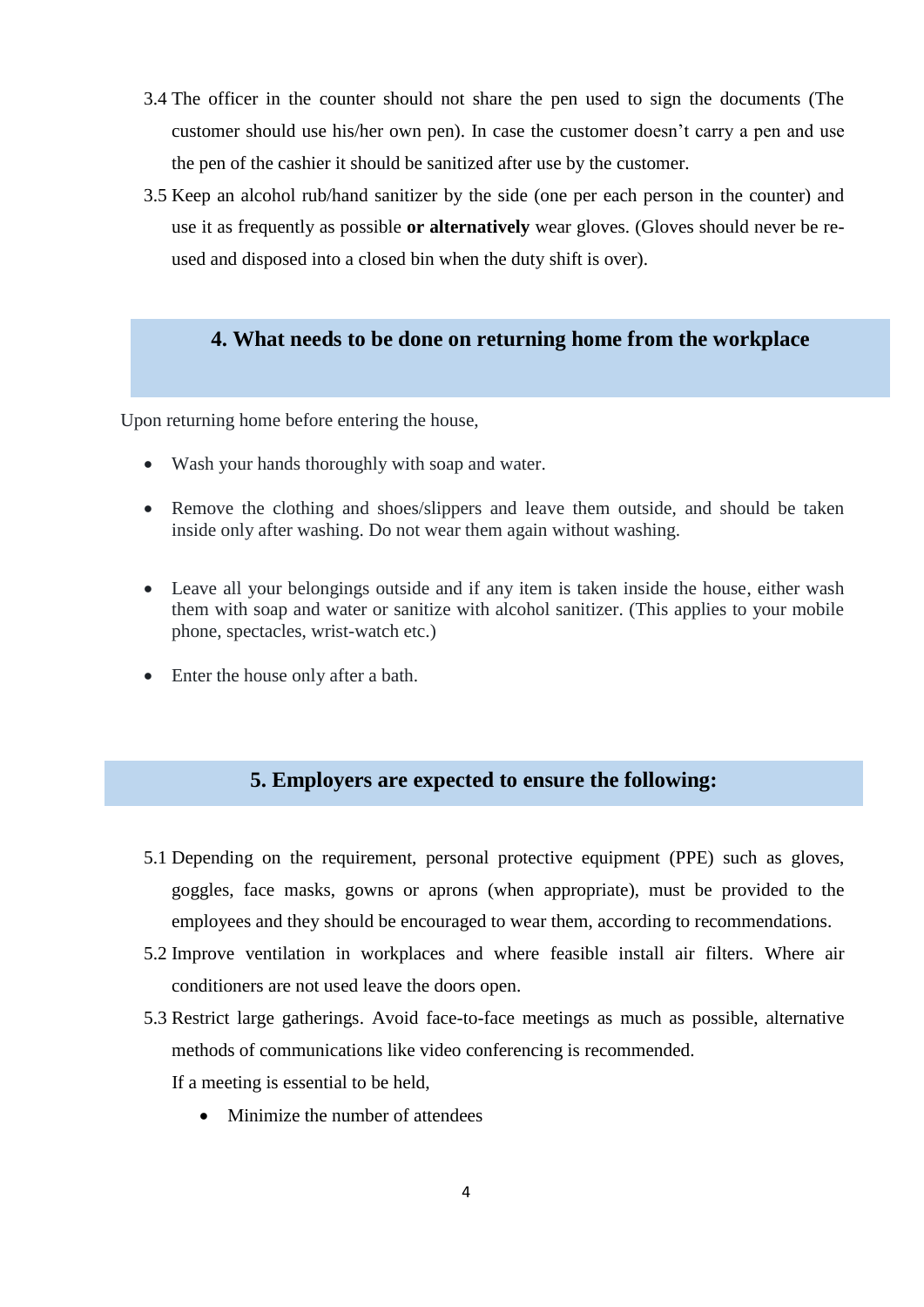3.4 The officer in the counter should not share the pen used to sign the documents (The customer should use his/her own pen). In case the customer doesn't carry a pen and use the pen of the cashier it should be sanitized after use by the customer.

3.5 Keep an alcohol rub/hand sanitizer by the side (one per each person in the counter) and use it as frequently as possible **or alternatively** wear gloves. (Gloves should never be re-used and disposed into a closed bin when the duty shift is over).

## 4. What needs to be done on returning home from the workplace

Upon returning home before entering the house,

- Wash your hands thoroughly with soap and water.
- Remove the clothing and shoes/slippers and leave them outside, and should be taken inside only after washing. Do not wear them again without washing.
- Leave all your belongings outside and if any item is taken inside the house, either wash them with soap and water or sanitize with alcohol sanitizer. (This applies to your mobile phone, spectacles, wrist-watch etc.)
- Enter the house only after a bath.

## 5. Employers are expected to ensure the following:

5.1 Depending on the requirement, personal protective equipment (PPE) such as gloves, goggles, face masks, gowns or aprons (when appropriate), must be provided to the employees and they should be encouraged to wear them, according to recommendations.

5.2 Improve ventilation in workplaces and where feasible install air filters. Where air conditioners are not used leave the doors open.

5.3 Restrict large gatherings. Avoid face-to-face meetings as much as possible, alternative methods of communications like video conferencing is recommended.

If a meeting is essential to be held,

- Minimize the number of attendees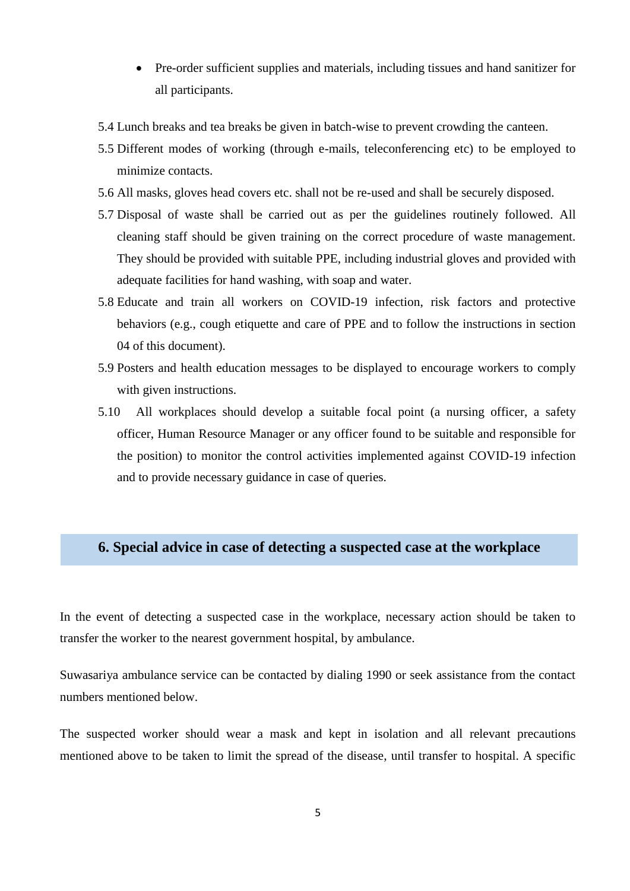- Pre-order sufficient supplies and materials, including tissues and hand sanitizer for all participants.

5.4 Lunch breaks and tea breaks be given in batch-wise to prevent crowding the canteen.

5.5 Different modes of working (through e-mails, teleconferencing etc) to be employed to minimize contacts.

5.6 All masks, gloves head covers etc. shall not be re-used and shall be securely disposed.

5.7 Disposal of waste shall be carried out as per the guidelines routinely followed. All cleaning staff should be given training on the correct procedure of waste management. They should be provided with suitable PPE, including industrial gloves and provided with adequate facilities for hand washing, with soap and water.

5.8 Educate and train all workers on COVID-19 infection, risk factors and protective behaviors (e.g., cough etiquette and care of PPE and to follow the instructions in section 04 of this document).

5.9 Posters and health education messages to be displayed to encourage workers to comply with given instructions.

5.10 All workplaces should develop a suitable focal point (a nursing officer, a safety officer, Human Resource Manager or any officer found to be suitable and responsible for the position) to monitor the control activities implemented against COVID-19 infection and to provide necessary guidance in case of queries.

## 6. Special advice in case of detecting a suspected case at the workplace

In the event of detecting a suspected case in the workplace, necessary action should be taken to transfer the worker to the nearest government hospital, by ambulance.

Suwasariya ambulance service can be contacted by dialing 1990 or seek assistance from the contact numbers mentioned below.

The suspected worker should wear a mask and kept in isolation and all relevant precautions mentioned above to be taken to limit the spread of the disease, until transfer to hospital. A specific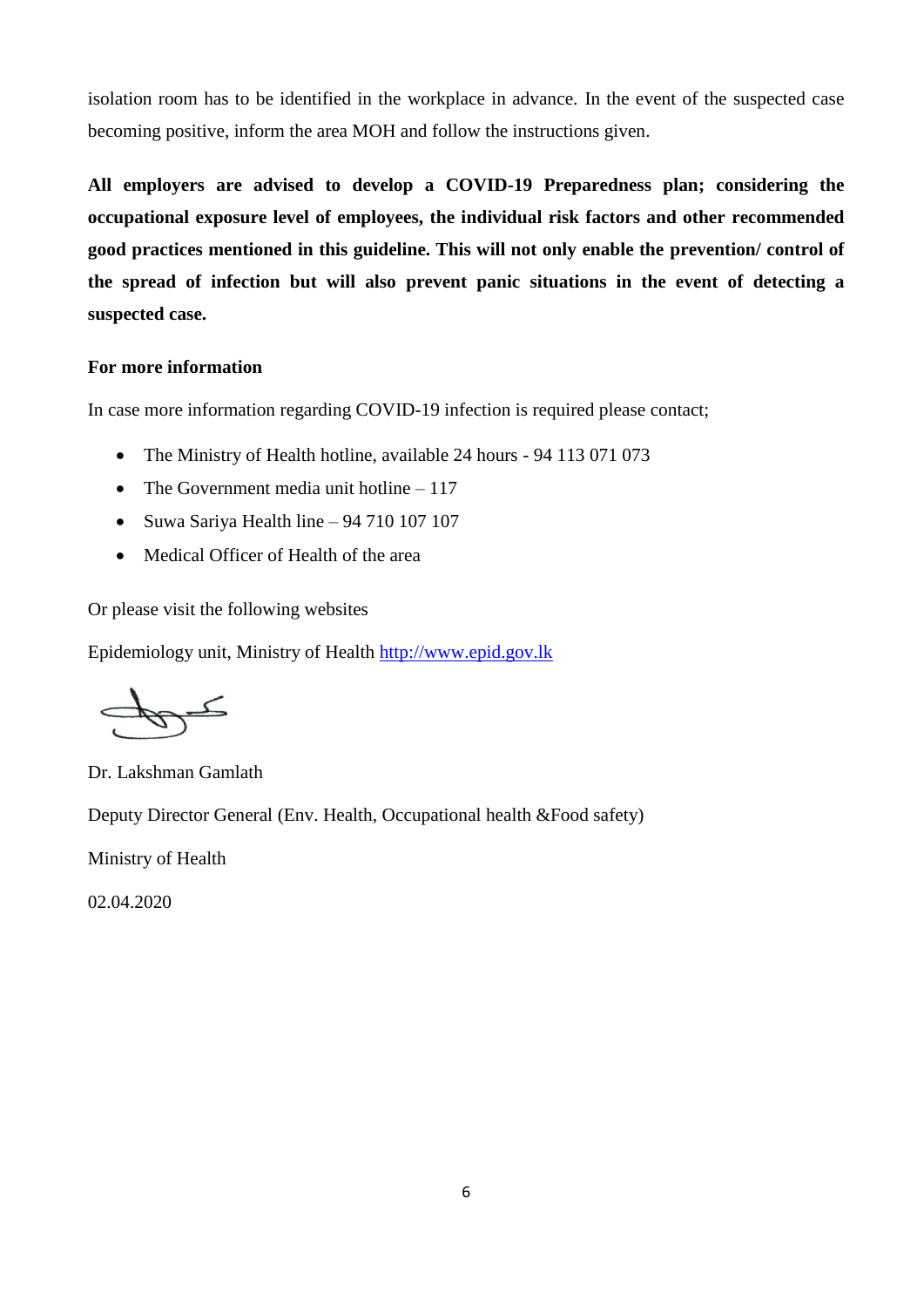isolation room has to be identified in the workplace in advance. In the event of the suspected case becoming positive, inform the area MOH and follow the instructions given.

**All employers are advised to develop a COVID-19 Preparedness plan; considering the occupational exposure level of employees, the individual risk factors and other recommended good practices mentioned in this guideline. This will not only enable the prevention/ control of the spread of infection but will also prevent panic situations in the event of detecting a suspected case.**

**For more information**

In case more information regarding COVID-19 infection is required please contact;

- The Ministry of Health hotline, available 24 hours - 94 113 071 073
- The Government media unit hotline – 117
- Suwa Sariya Health line – 94 710 107 107
- Medical Officer of Health of the area

Or please visit the following websites

Epidemiology unit, Ministry of Health http://www.epid.gov.lk

Dr. Lakshman Gamlath

Deputy Director General (Env. Health, Occupational health &Food safety)

Ministry of Health

02.04.2020